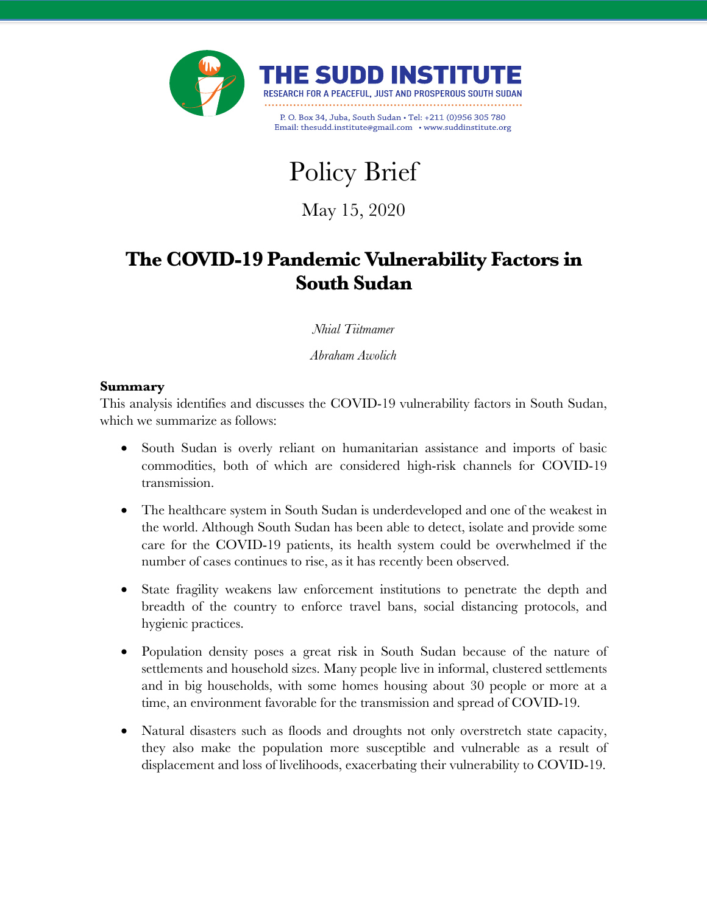THE SUDD INSTITUTE

RESEARCH FOR A PEACEFUL, JUST AND PROSPEROUS SOUTH SUDAN

P. O. Box 34, Juba, South Sudan • Tel: +211 (0)956 305 780
Email: thesudd.institute@gmail.com • www.suddinstitute.org

# Policy Brief

May 15, 2020

## The COVID-19 Pandemic Vulnerability Factors in South Sudan

*Nhial Tiitmamer*

*Abraham Awolich*

**Summary**

This analysis identifies and discusses the COVID-19 vulnerability factors in South Sudan, which we summarize as follows:

- South Sudan is overly reliant on humanitarian assistance and imports of basic commodities, both of which are considered high-risk channels for COVID-19 transmission.
- The healthcare system in South Sudan is underdeveloped and one of the weakest in the world. Although South Sudan has been able to detect, isolate and provide some care for the COVID-19 patients, its health system could be overwhelmed if the number of cases continues to rise, as it has recently been observed.
- State fragility weakens law enforcement institutions to penetrate the depth and breadth of the country to enforce travel bans, social distancing protocols, and hygienic practices.
- Population density poses a great risk in South Sudan because of the nature of settlements and household sizes. Many people live in informal, clustered settlements and in big households, with some homes housing about 30 people or more at a time, an environment favorable for the transmission and spread of COVID-19.
- Natural disasters such as floods and droughts not only overstretch state capacity, they also make the population more susceptible and vulnerable as a result of displacement and loss of livelihoods, exacerbating their vulnerability to COVID-19.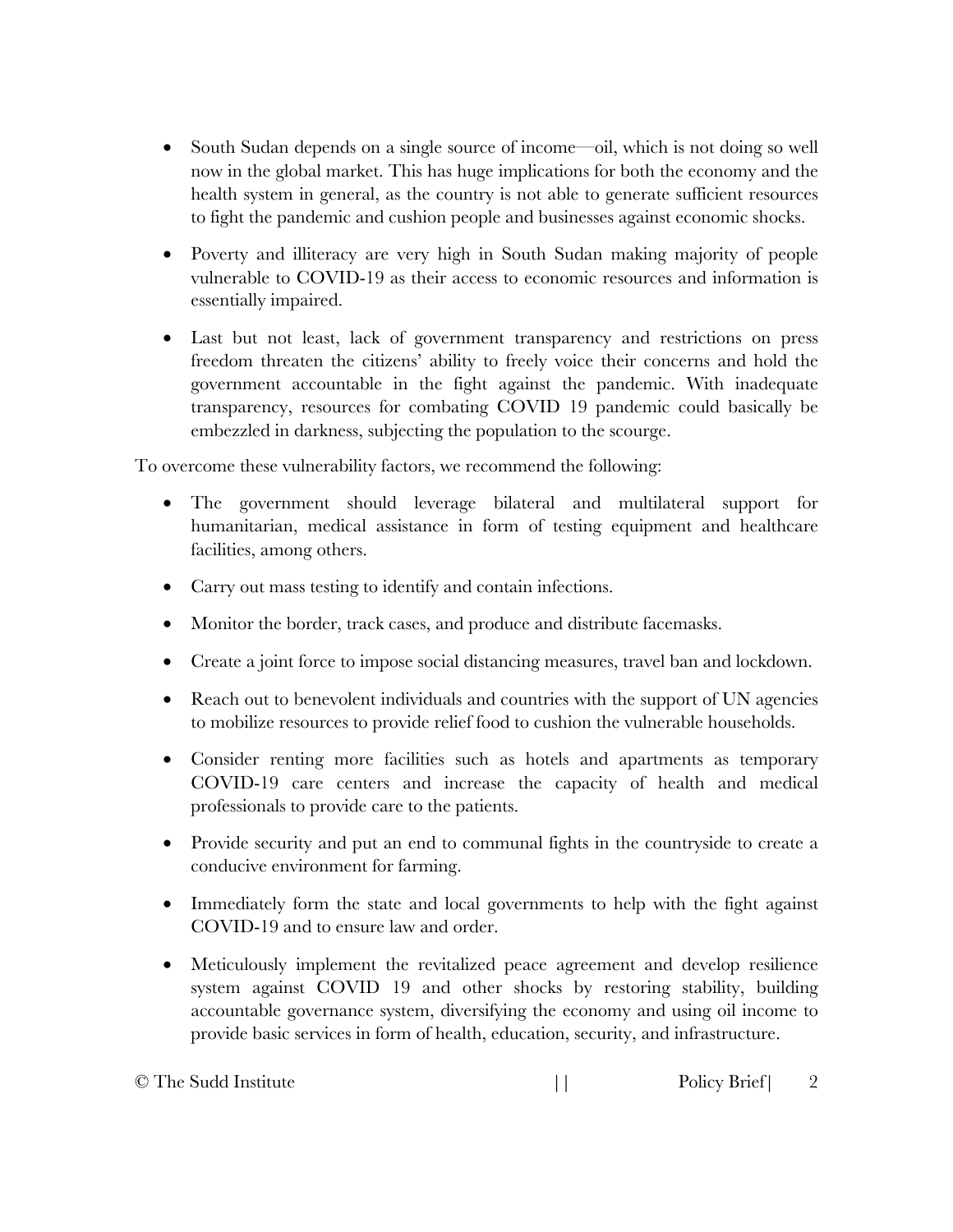- South Sudan depends on a single source of income—oil, which is not doing so well now in the global market. This has huge implications for both the economy and the health system in general, as the country is not able to generate sufficient resources to fight the pandemic and cushion people and businesses against economic shocks.

- Poverty and illiteracy are very high in South Sudan making majority of people vulnerable to COVID-19 as their access to economic resources and information is essentially impaired.

- Last but not least, lack of government transparency and restrictions on press freedom threaten the citizens' ability to freely voice their concerns and hold the government accountable in the fight against the pandemic. With inadequate transparency, resources for combating COVID 19 pandemic could basically be embezzled in darkness, subjecting the population to the scourge.

To overcome these vulnerability factors, we recommend the following:

- The government should leverage bilateral and multilateral support for humanitarian, medical assistance in form of testing equipment and healthcare facilities, among others.

- Carry out mass testing to identify and contain infections.

- Monitor the border, track cases, and produce and distribute facemasks.

- Create a joint force to impose social distancing measures, travel ban and lockdown.

- Reach out to benevolent individuals and countries with the support of UN agencies to mobilize resources to provide relief food to cushion the vulnerable households.

- Consider renting more facilities such as hotels and apartments as temporary COVID-19 care centers and increase the capacity of health and medical professionals to provide care to the patients.

- Provide security and put an end to communal fights in the countryside to create a conducive environment for farming.

- Immediately form the state and local governments to help with the fight against COVID-19 and to ensure law and order.

- Meticulously implement the revitalized peace agreement and develop resilience system against COVID 19 and other shocks by restoring stability, building accountable governance system, diversifying the economy and using oil income to provide basic services in form of health, education, security, and infrastructure.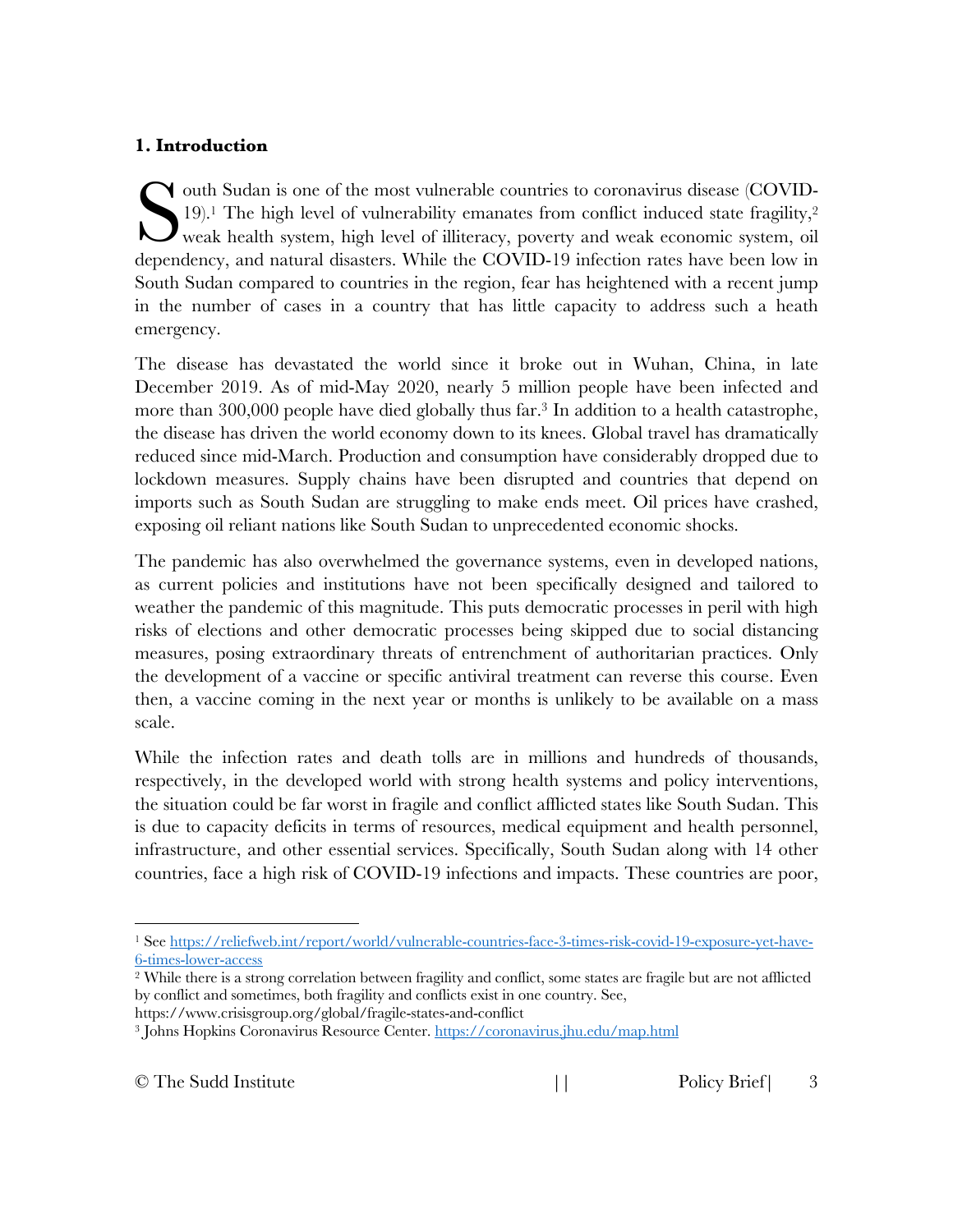## 1. Introduction

South Sudan is one of the most vulnerable countries to coronavirus disease (COVID-19).[1] The high level of vulnerability emanates from conflict induced state fragility,[2] weak health system, high level of illiteracy, poverty and weak economic system, oil dependency, and natural disasters. While the COVID-19 infection rates have been low in South Sudan compared to countries in the region, fear has heightened with a recent jump in the number of cases in a country that has little capacity to address such a heath emergency.

The disease has devastated the world since it broke out in Wuhan, China, in late December 2019. As of mid-May 2020, nearly 5 million people have been infected and more than 300,000 people have died globally thus far.[3] In addition to a health catastrophe, the disease has driven the world economy down to its knees. Global travel has dramatically reduced since mid-March. Production and consumption have considerably dropped due to lockdown measures. Supply chains have been disrupted and countries that depend on imports such as South Sudan are struggling to make ends meet. Oil prices have crashed, exposing oil reliant nations like South Sudan to unprecedented economic shocks.

The pandemic has also overwhelmed the governance systems, even in developed nations, as current policies and institutions have not been specifically designed and tailored to weather the pandemic of this magnitude. This puts democratic processes in peril with high risks of elections and other democratic processes being skipped due to social distancing measures, posing extraordinary threats of entrenchment of authoritarian practices. Only the development of a vaccine or specific antiviral treatment can reverse this course. Even then, a vaccine coming in the next year or months is unlikely to be available on a mass scale.

While the infection rates and death tolls are in millions and hundreds of thousands, respectively, in the developed world with strong health systems and policy interventions, the situation could be far worst in fragile and conflict afflicted states like South Sudan. This is due to capacity deficits in terms of resources, medical equipment and health personnel, infrastructure, and other essential services. Specifically, South Sudan along with 14 other countries, face a high risk of COVID-19 infections and impacts. These countries are poor,

---

[1] See https://reliefweb.int/report/world/vulnerable-countries-face-3-times-risk-covid-19-exposure-yet-have-6-times-lower-access

[2] While there is a strong correlation between fragility and conflict, some states are fragile but are not afflicted by conflict and sometimes, both fragility and conflicts exist in one country. See, https://www.crisisgroup.org/global/fragile-states-and-conflict

[3] Johns Hopkins Coronavirus Resource Center. https://coronavirus.jhu.edu/map.html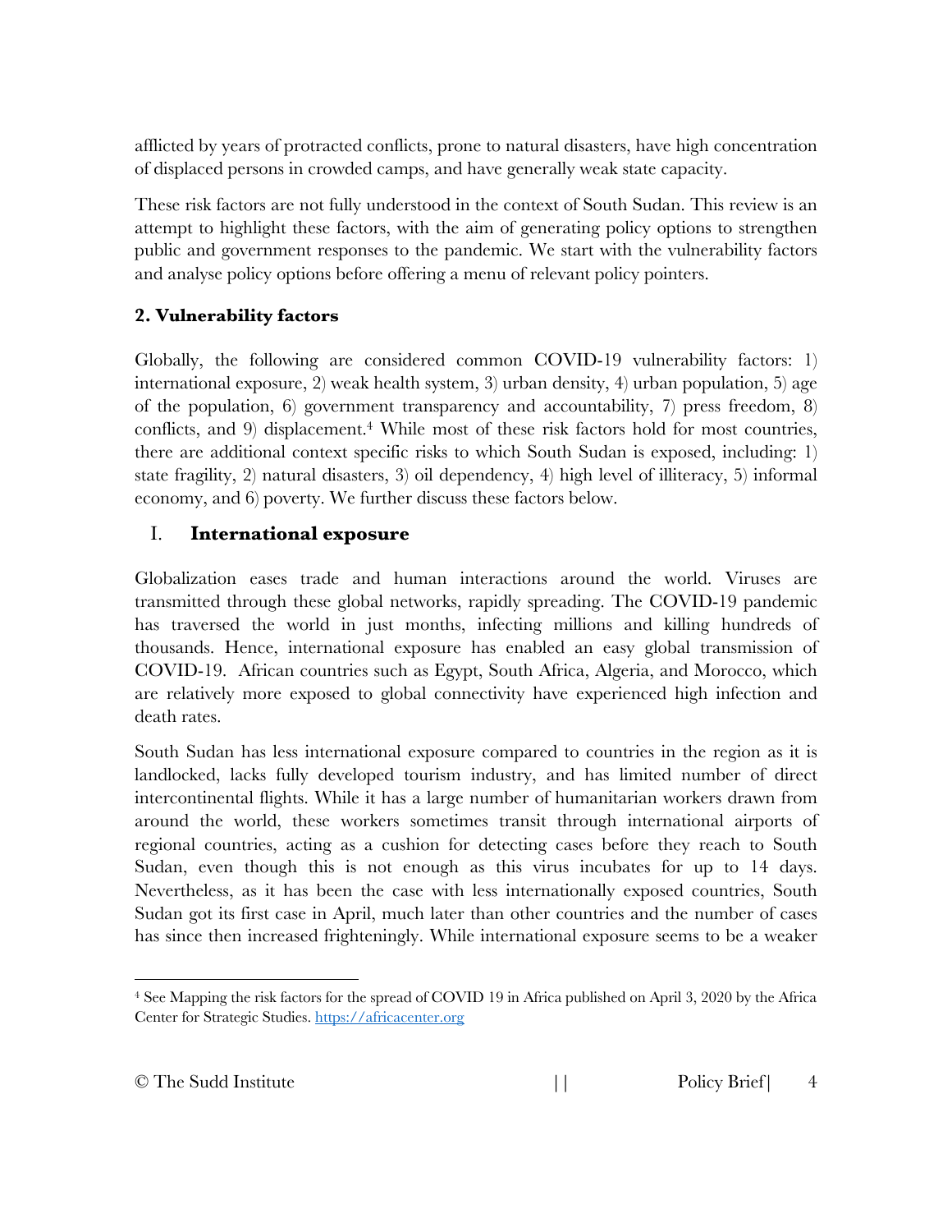afflicted by years of protracted conflicts, prone to natural disasters, have high concentration of displaced persons in crowded camps, and have generally weak state capacity.

These risk factors are not fully understood in the context of South Sudan. This review is an attempt to highlight these factors, with the aim of generating policy options to strengthen public and government responses to the pandemic. We start with the vulnerability factors and analyse policy options before offering a menu of relevant policy pointers.

## 2. Vulnerability factors

Globally, the following are considered common COVID-19 vulnerability factors: 1) international exposure, 2) weak health system, 3) urban density, 4) urban population, 5) age of the population, 6) government transparency and accountability, 7) press freedom, 8) conflicts, and 9) displacement.[4] While most of these risk factors hold for most countries, there are additional context specific risks to which South Sudan is exposed, including: 1) state fragility, 2) natural disasters, 3) oil dependency, 4) high level of illiteracy, 5) informal economy, and 6) poverty. We further discuss these factors below.

### I. International exposure

Globalization eases trade and human interactions around the world. Viruses are transmitted through these global networks, rapidly spreading. The COVID-19 pandemic has traversed the world in just months, infecting millions and killing hundreds of thousands. Hence, international exposure has enabled an easy global transmission of COVID-19. African countries such as Egypt, South Africa, Algeria, and Morocco, which are relatively more exposed to global connectivity have experienced high infection and death rates.

South Sudan has less international exposure compared to countries in the region as it is landlocked, lacks fully developed tourism industry, and has limited number of direct intercontinental flights. While it has a large number of humanitarian workers drawn from around the world, these workers sometimes transit through international airports of regional countries, acting as a cushion for detecting cases before they reach to South Sudan, even though this is not enough as this virus incubates for up to 14 days. Nevertheless, as it has been the case with less internationally exposed countries, South Sudan got its first case in April, much later than other countries and the number of cases has since then increased frighteningly. While international exposure seems to be a weaker

---

[4] See Mapping the risk factors for the spread of COVID 19 in Africa published on April 3, 2020 by the Africa Center for Strategic Studies. https://africacenter.org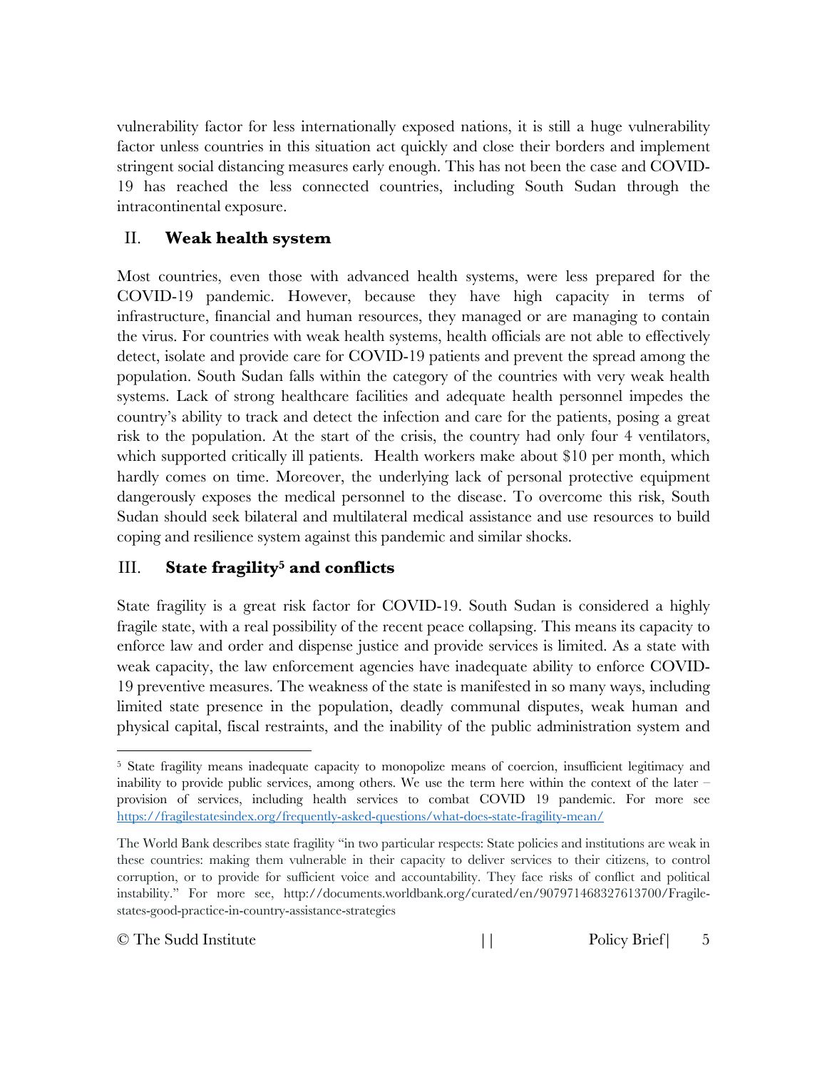vulnerability factor for less internationally exposed nations, it is still a huge vulnerability factor unless countries in this situation act quickly and close their borders and implement stringent social distancing measures early enough. This has not been the case and COVID-19 has reached the less connected countries, including South Sudan through the intracontinental exposure.

## II. Weak health system

Most countries, even those with advanced health systems, were less prepared for the COVID-19 pandemic. However, because they have high capacity in terms of infrastructure, financial and human resources, they managed or are managing to contain the virus. For countries with weak health systems, health officials are not able to effectively detect, isolate and provide care for COVID-19 patients and prevent the spread among the population. South Sudan falls within the category of the countries with very weak health systems. Lack of strong healthcare facilities and adequate health personnel impedes the country's ability to track and detect the infection and care for the patients, posing a great risk to the population. At the start of the crisis, the country had only four 4 ventilators, which supported critically ill patients. Health workers make about $10 per month, which hardly comes on time. Moreover, the underlying lack of personal protective equipment dangerously exposes the medical personnel to the disease. To overcome this risk, South Sudan should seek bilateral and multilateral medical assistance and use resources to build coping and resilience system against this pandemic and similar shocks.

## III. State fragility[5] and conflicts

State fragility is a great risk factor for COVID-19. South Sudan is considered a highly fragile state, with a real possibility of the recent peace collapsing. This means its capacity to enforce law and order and dispense justice and provide services is limited. As a state with weak capacity, the law enforcement agencies have inadequate ability to enforce COVID-19 preventive measures. The weakness of the state is manifested in so many ways, including limited state presence in the population, deadly communal disputes, weak human and physical capital, fiscal restraints, and the inability of the public administration system and

---

[5] State fragility means inadequate capacity to monopolize means of coercion, insufficient legitimacy and inability to provide public services, among others. We use the term here within the context of the later – provision of services, including health services to combat COVID 19 pandemic. For more see https://fragilestatesindex.org/frequently-asked-questions/what-does-state-fragility-mean/

The World Bank describes state fragility "in two particular respects: State policies and institutions are weak in these countries: making them vulnerable in their capacity to deliver services to their citizens, to control corruption, or to provide for sufficient voice and accountability. They face risks of conflict and political instability." For more see, http://documents.worldbank.org/curated/en/907971468327613700/Fragile-states-good-practice-in-country-assistance-strategies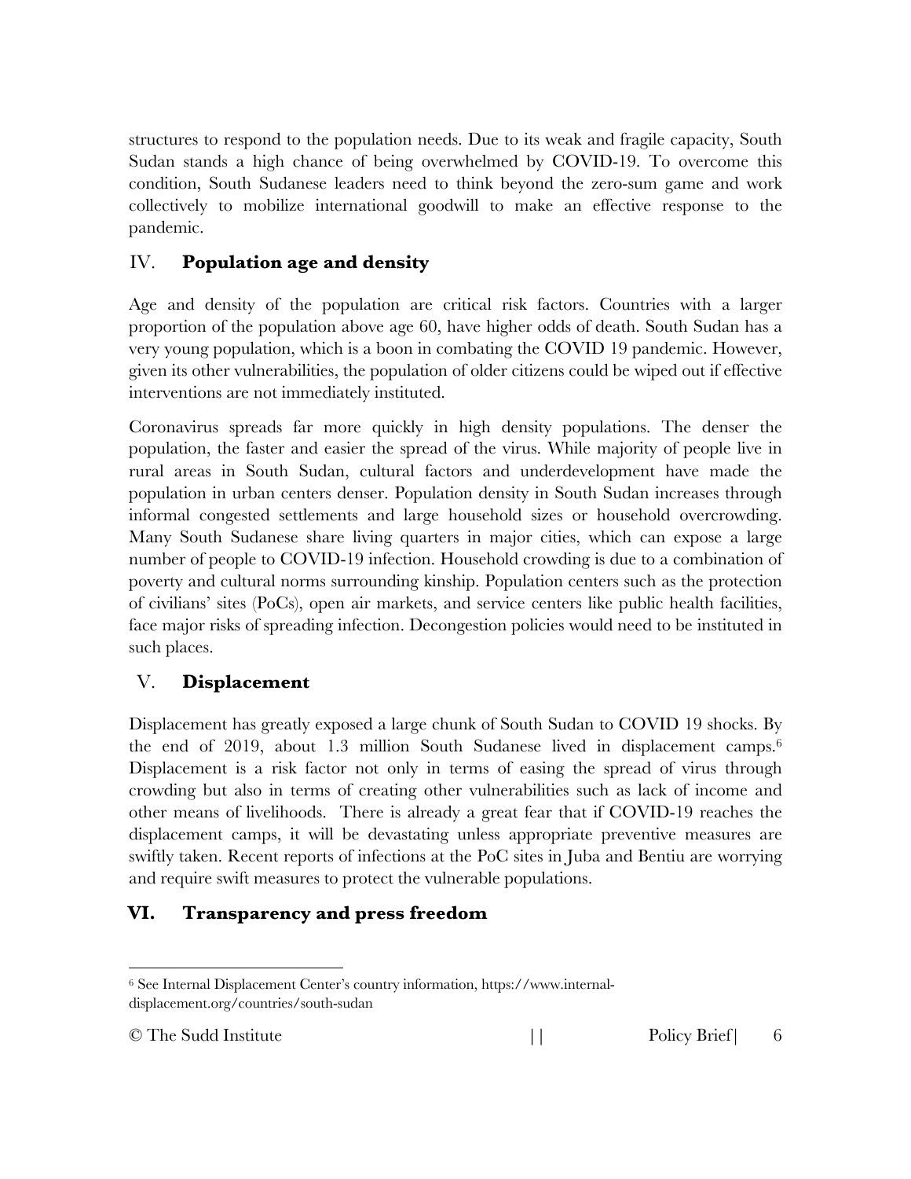structures to respond to the population needs. Due to its weak and fragile capacity, South Sudan stands a high chance of being overwhelmed by COVID-19. To overcome this condition, South Sudanese leaders need to think beyond the zero-sum game and work collectively to mobilize international goodwill to make an effective response to the pandemic.

## IV. **Population age and density**

Age and density of the population are critical risk factors. Countries with a larger proportion of the population above age 60, have higher odds of death. South Sudan has a very young population, which is a boon in combating the COVID 19 pandemic. However, given its other vulnerabilities, the population of older citizens could be wiped out if effective interventions are not immediately instituted.

Coronavirus spreads far more quickly in high density populations. The denser the population, the faster and easier the spread of the virus. While majority of people live in rural areas in South Sudan, cultural factors and underdevelopment have made the population in urban centers denser. Population density in South Sudan increases through informal congested settlements and large household sizes or household overcrowding. Many South Sudanese share living quarters in major cities, which can expose a large number of people to COVID-19 infection. Household crowding is due to a combination of poverty and cultural norms surrounding kinship. Population centers such as the protection of civilians' sites (PoCs), open air markets, and service centers like public health facilities, face major risks of spreading infection. Decongestion policies would need to be instituted in such places.

## V. **Displacement**

Displacement has greatly exposed a large chunk of South Sudan to COVID 19 shocks. By the end of 2019, about 1.3 million South Sudanese lived in displacement camps.[6] Displacement is a risk factor not only in terms of easing the spread of virus through crowding but also in terms of creating other vulnerabilities such as lack of income and other means of livelihoods. There is already a great fear that if COVID-19 reaches the displacement camps, it will be devastating unless appropriate preventive measures are swiftly taken. Recent reports of infections at the PoC sites in Juba and Bentiu are worrying and require swift measures to protect the vulnerable populations.

## VI. **Transparency and press freedom**

[6] See Internal Displacement Center's country information, https://www.internal-displacement.org/countries/south-sudan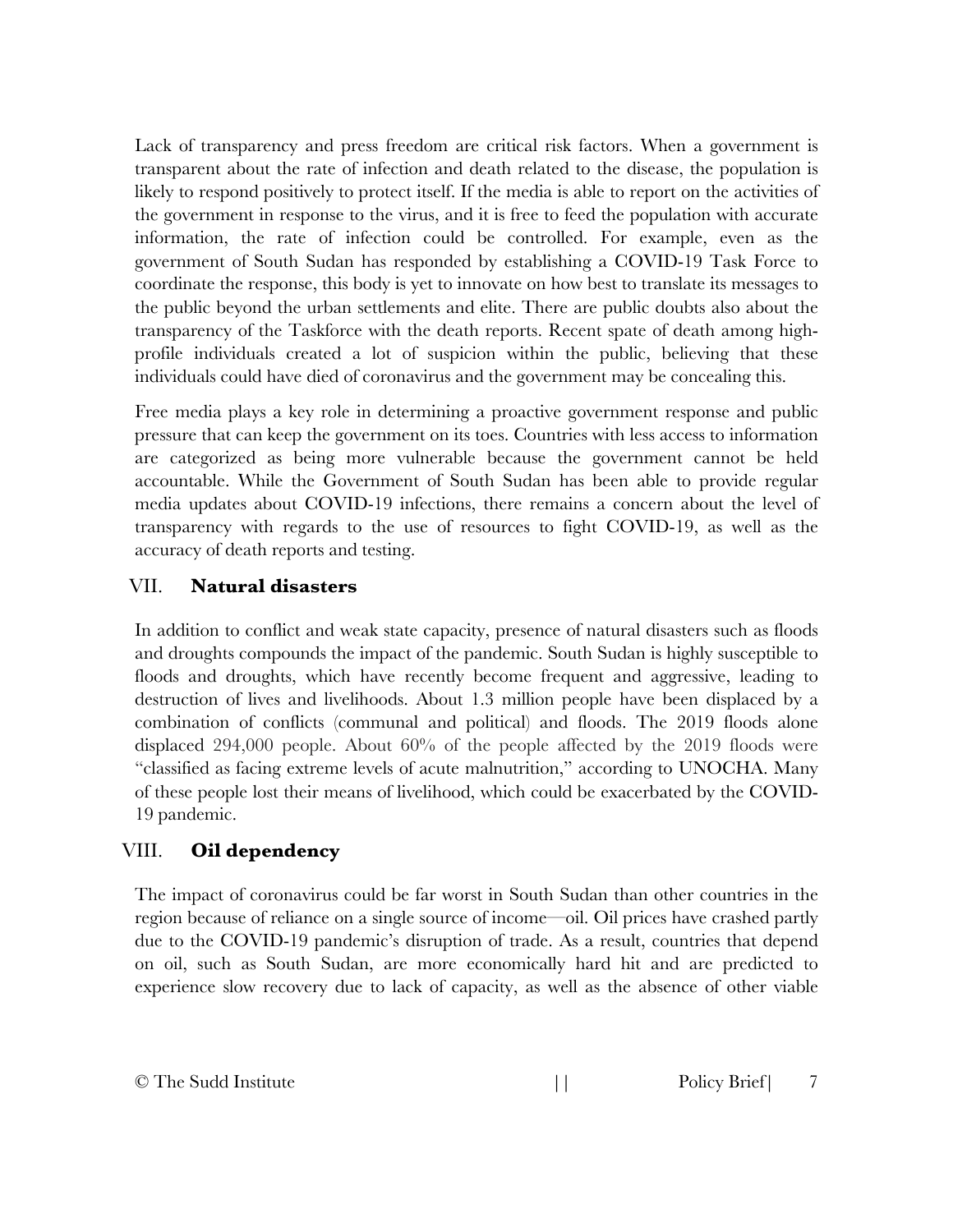Lack of transparency and press freedom are critical risk factors. When a government is transparent about the rate of infection and death related to the disease, the population is likely to respond positively to protect itself. If the media is able to report on the activities of the government in response to the virus, and it is free to feed the population with accurate information, the rate of infection could be controlled. For example, even as the government of South Sudan has responded by establishing a COVID-19 Task Force to coordinate the response, this body is yet to innovate on how best to translate its messages to the public beyond the urban settlements and elite. There are public doubts also about the transparency of the Taskforce with the death reports. Recent spate of death among high-profile individuals created a lot of suspicion within the public, believing that these individuals could have died of coronavirus and the government may be concealing this.

Free media plays a key role in determining a proactive government response and public pressure that can keep the government on its toes. Countries with less access to information are categorized as being more vulnerable because the government cannot be held accountable. While the Government of South Sudan has been able to provide regular media updates about COVID-19 infections, there remains a concern about the level of transparency with regards to the use of resources to fight COVID-19, as well as the accuracy of death reports and testing.

## VII. **Natural disasters**

In addition to conflict and weak state capacity, presence of natural disasters such as floods and droughts compounds the impact of the pandemic. South Sudan is highly susceptible to floods and droughts, which have recently become frequent and aggressive, leading to destruction of lives and livelihoods. About 1.3 million people have been displaced by a combination of conflicts (communal and political) and floods. The 2019 floods alone displaced 294,000 people. About 60% of the people affected by the 2019 floods were "classified as facing extreme levels of acute malnutrition," according to UNOCHA. Many of these people lost their means of livelihood, which could be exacerbated by the COVID-19 pandemic.

## VIII. **Oil dependency**

The impact of coronavirus could be far worst in South Sudan than other countries in the region because of reliance on a single source of income—oil. Oil prices have crashed partly due to the COVID-19 pandemic's disruption of trade. As a result, countries that depend on oil, such as South Sudan, are more economically hard hit and are predicted to experience slow recovery due to lack of capacity, as well as the absence of other viable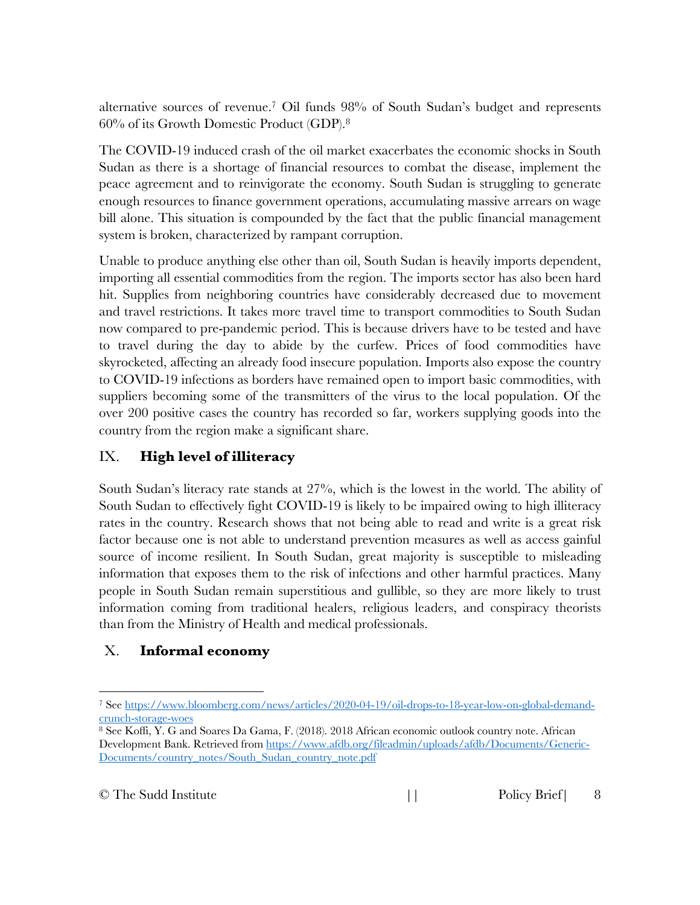alternative sources of revenue.[7] Oil funds 98% of South Sudan's budget and represents 60% of its Growth Domestic Product (GDP).[8]

The COVID-19 induced crash of the oil market exacerbates the economic shocks in South Sudan as there is a shortage of financial resources to combat the disease, implement the peace agreement and to reinvigorate the economy. South Sudan is struggling to generate enough resources to finance government operations, accumulating massive arrears on wage bill alone. This situation is compounded by the fact that the public financial management system is broken, characterized by rampant corruption.

Unable to produce anything else other than oil, South Sudan is heavily imports dependent, importing all essential commodities from the region. The imports sector has also been hard hit. Supplies from neighboring countries have considerably decreased due to movement and travel restrictions. It takes more travel time to transport commodities to South Sudan now compared to pre-pandemic period. This is because drivers have to be tested and have to travel during the day to abide by the curfew. Prices of food commodities have skyrocketed, affecting an already food insecure population. Imports also expose the country to COVID-19 infections as borders have remained open to import basic commodities, with suppliers becoming some of the transmitters of the virus to the local population. Of the over 200 positive cases the country has recorded so far, workers supplying goods into the country from the region make a significant share.

## IX. High level of illiteracy

South Sudan's literacy rate stands at 27%, which is the lowest in the world. The ability of South Sudan to effectively fight COVID-19 is likely to be impaired owing to high illiteracy rates in the country. Research shows that not being able to read and write is a great risk factor because one is not able to understand prevention measures as well as access gainful source of income resilient. In South Sudan, great majority is susceptible to misleading information that exposes them to the risk of infections and other harmful practices. Many people in South Sudan remain superstitious and gullible, so they are more likely to trust information coming from traditional healers, religious leaders, and conspiracy theorists than from the Ministry of Health and medical professionals.

## X. Informal economy

---

[7] See https://www.bloomberg.com/news/articles/2020-04-19/oil-drops-to-18-year-low-on-global-demand-crunch-storage-woes

[8] See Koffi, Y. G and Soares Da Gama, F. (2018). 2018 African economic outlook country note. African Development Bank. Retrieved from https://www.afdb.org/fileadmin/uploads/afdb/Documents/Generic-Documents/country_notes/South_Sudan_country_note.pdf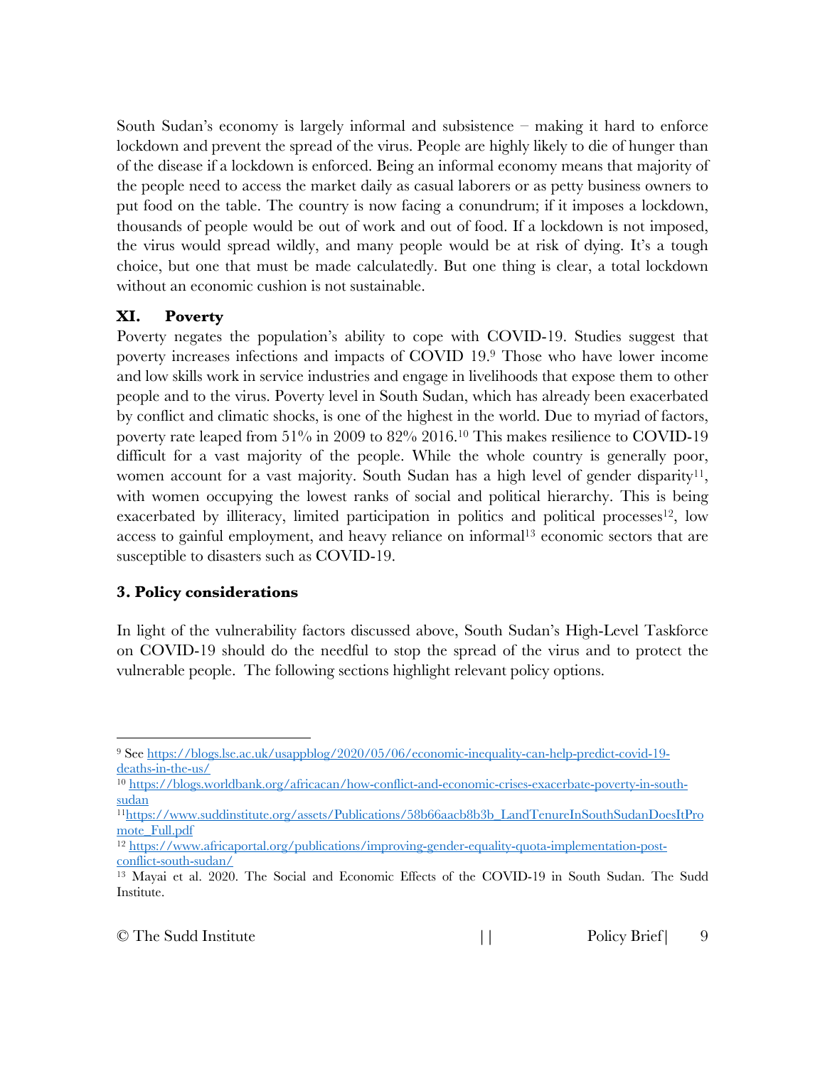South Sudan's economy is largely informal and subsistence – making it hard to enforce lockdown and prevent the spread of the virus. People are highly likely to die of hunger than of the disease if a lockdown is enforced. Being an informal economy means that majority of the people need to access the market daily as casual laborers or as petty business owners to put food on the table. The country is now facing a conundrum; if it imposes a lockdown, thousands of people would be out of work and out of food. If a lockdown is not imposed, the virus would spread wildly, and many people would be at risk of dying. It's a tough choice, but one that must be made calculatedly. But one thing is clear, a total lockdown without an economic cushion is not sustainable.

### XI. Poverty

Poverty negates the population's ability to cope with COVID-19. Studies suggest that poverty increases infections and impacts of COVID 19.[9] Those who have lower income and low skills work in service industries and engage in livelihoods that expose them to other people and to the virus. Poverty level in South Sudan, which has already been exacerbated by conflict and climatic shocks, is one of the highest in the world. Due to myriad of factors, poverty rate leaped from 51% in 2009 to 82% 2016.[10] This makes resilience to COVID-19 difficult for a vast majority of the people. While the whole country is generally poor, women account for a vast majority. South Sudan has a high level of gender disparity[11], with women occupying the lowest ranks of social and political hierarchy. This is being exacerbated by illiteracy, limited participation in politics and political processes[12], low access to gainful employment, and heavy reliance on informal[13] economic sectors that are susceptible to disasters such as COVID-19.

## 3. Policy considerations

In light of the vulnerability factors discussed above, South Sudan's High-Level Taskforce on COVID-19 should do the needful to stop the spread of the virus and to protect the vulnerable people. The following sections highlight relevant policy options.

---

[9] See https://blogs.lse.ac.uk/usappblog/2020/05/06/economic-inequality-can-help-predict-covid-19-deaths-in-the-us/

[10] https://blogs.worldbank.org/africacan/how-conflict-and-economic-crises-exacerbate-poverty-in-south-sudan

[11] https://www.suddinstitute.org/assets/Publications/58b66aacb8b3b_LandTenureInSouthSudanDoesItPromote_Full.pdf

[12] https://www.africaportal.org/publications/improving-gender-equality-quota-implementation-post-conflict-south-sudan/

[13] Mayai et al. 2020. The Social and Economic Effects of the COVID-19 in South Sudan. The Sudd Institute.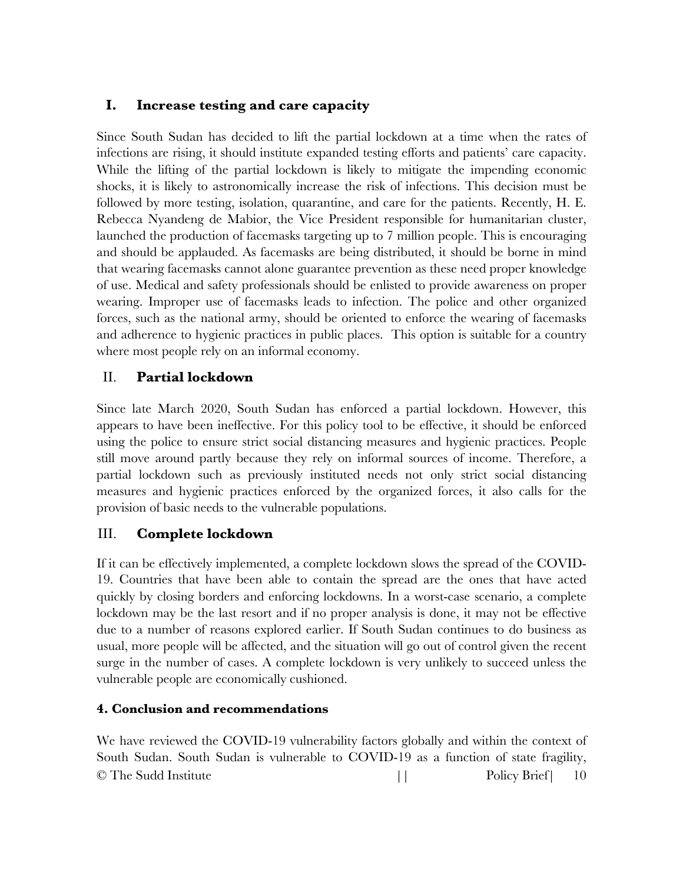### I. Increase testing and care capacity

Since South Sudan has decided to lift the partial lockdown at a time when the rates of infections are rising, it should institute expanded testing efforts and patients' care capacity. While the lifting of the partial lockdown is likely to mitigate the impending economic shocks, it is likely to astronomically increase the risk of infections. This decision must be followed by more testing, isolation, quarantine, and care for the patients. Recently, H. E. Rebecca Nyandeng de Mabior, the Vice President responsible for humanitarian cluster, launched the production of facemasks targeting up to 7 million people. This is encouraging and should be applauded. As facemasks are being distributed, it should be borne in mind that wearing facemasks cannot alone guarantee prevention as these need proper knowledge of use. Medical and safety professionals should be enlisted to provide awareness on proper wearing. Improper use of facemasks leads to infection. The police and other organized forces, such as the national army, should be oriented to enforce the wearing of facemasks and adherence to hygienic practices in public places. This option is suitable for a country where most people rely on an informal economy.

### II. Partial lockdown

Since late March 2020, South Sudan has enforced a partial lockdown. However, this appears to have been ineffective. For this policy tool to be effective, it should be enforced using the police to ensure strict social distancing measures and hygienic practices. People still move around partly because they rely on informal sources of income. Therefore, a partial lockdown such as previously instituted needs not only strict social distancing measures and hygienic practices enforced by the organized forces, it also calls for the provision of basic needs to the vulnerable populations.

### III. Complete lockdown

If it can be effectively implemented, a complete lockdown slows the spread of the COVID-19. Countries that have been able to contain the spread are the ones that have acted quickly by closing borders and enforcing lockdowns. In a worst-case scenario, a complete lockdown may be the last resort and if no proper analysis is done, it may not be effective due to a number of reasons explored earlier. If South Sudan continues to do business as usual, more people will be affected, and the situation will go out of control given the recent surge in the number of cases. A complete lockdown is very unlikely to succeed unless the vulnerable people are economically cushioned.

## 4. Conclusion and recommendations

We have reviewed the COVID-19 vulnerability factors globally and within the context of South Sudan. South Sudan is vulnerable to COVID-19 as a function of state fragility,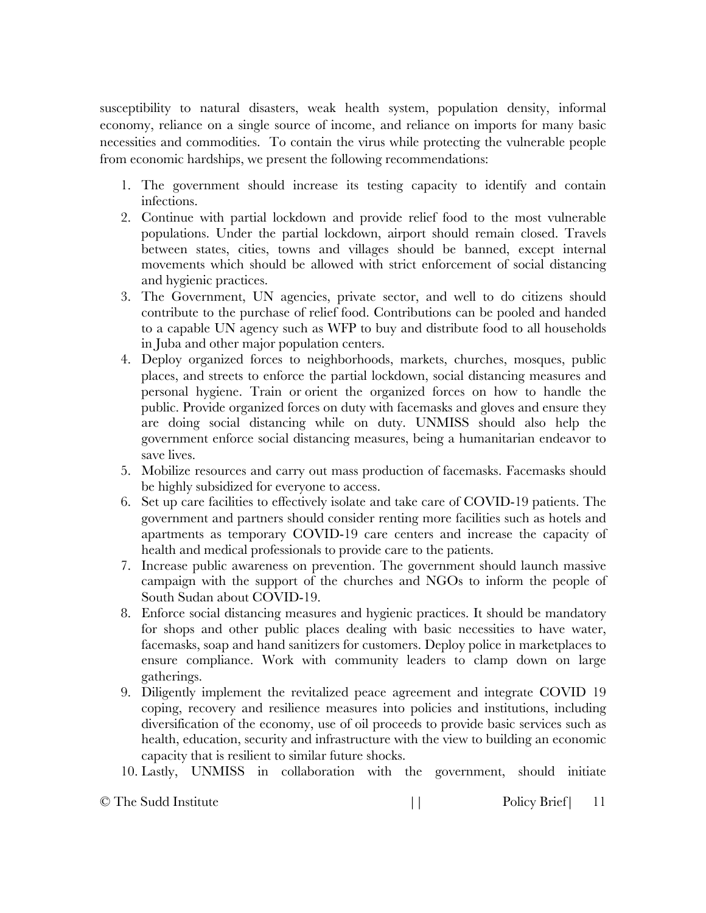susceptibility to natural disasters, weak health system, population density, informal economy, reliance on a single source of income, and reliance on imports for many basic necessities and commodities. To contain the virus while protecting the vulnerable people from economic hardships, we present the following recommendations:

1. The government should increase its testing capacity to identify and contain infections.
2. Continue with partial lockdown and provide relief food to the most vulnerable populations. Under the partial lockdown, airport should remain closed. Travels between states, cities, towns and villages should be banned, except internal movements which should be allowed with strict enforcement of social distancing and hygienic practices.
3. The Government, UN agencies, private sector, and well to do citizens should contribute to the purchase of relief food. Contributions can be pooled and handed to a capable UN agency such as WFP to buy and distribute food to all households in Juba and other major population centers.
4. Deploy organized forces to neighborhoods, markets, churches, mosques, public places, and streets to enforce the partial lockdown, social distancing measures and personal hygiene. Train or orient the organized forces on how to handle the public. Provide organized forces on duty with facemasks and gloves and ensure they are doing social distancing while on duty. UNMISS should also help the government enforce social distancing measures, being a humanitarian endeavor to save lives.
5. Mobilize resources and carry out mass production of facemasks. Facemasks should be highly subsidized for everyone to access.
6. Set up care facilities to effectively isolate and take care of COVID-19 patients. The government and partners should consider renting more facilities such as hotels and apartments as temporary COVID-19 care centers and increase the capacity of health and medical professionals to provide care to the patients.
7. Increase public awareness on prevention. The government should launch massive campaign with the support of the churches and NGOs to inform the people of South Sudan about COVID-19.
8. Enforce social distancing measures and hygienic practices. It should be mandatory for shops and other public places dealing with basic necessities to have water, facemasks, soap and hand sanitizers for customers. Deploy police in marketplaces to ensure compliance. Work with community leaders to clamp down on large gatherings.
9. Diligently implement the revitalized peace agreement and integrate COVID 19 coping, recovery and resilience measures into policies and institutions, including diversification of the economy, use of oil proceeds to provide basic services such as health, education, security and infrastructure with the view to building an economic capacity that is resilient to similar future shocks.
10. Lastly, UNMISS in collaboration with the government, should initiate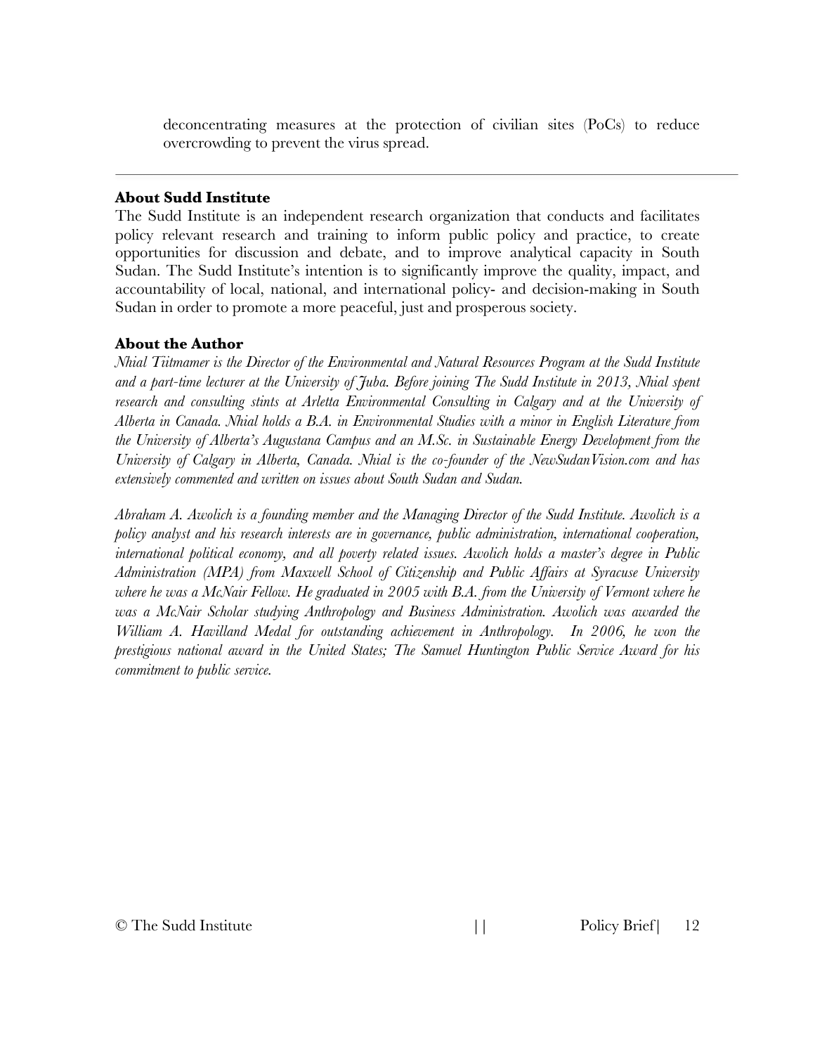deconcentrating measures at the protection of civilian sites (PoCs) to reduce overcrowding to prevent the virus spread.

---

**About Sudd Institute**

The Sudd Institute is an independent research organization that conducts and facilitates policy relevant research and training to inform public policy and practice, to create opportunities for discussion and debate, and to improve analytical capacity in South Sudan. The Sudd Institute's intention is to significantly improve the quality, impact, and accountability of local, national, and international policy- and decision-making in South Sudan in order to promote a more peaceful, just and prosperous society.

**About the Author**

*Nhial Tiitmamer is the Director of the Environmental and Natural Resources Program at the Sudd Institute and a part-time lecturer at the University of Juba. Before joining The Sudd Institute in 2013, Nhial spent research and consulting stints at Arletta Environmental Consulting in Calgary and at the University of Alberta in Canada. Nhial holds a B.A. in Environmental Studies with a minor in English Literature from the University of Alberta's Augustana Campus and an M.Sc. in Sustainable Energy Development from the University of Calgary in Alberta, Canada. Nhial is the co-founder of the NewSudanVision.com and has extensively commented and written on issues about South Sudan and Sudan.*

*Abraham A. Awolich is a founding member and the Managing Director of the Sudd Institute. Awolich is a policy analyst and his research interests are in governance, public administration, international cooperation, international political economy, and all poverty related issues. Awolich holds a master's degree in Public Administration (MPA) from Maxwell School of Citizenship and Public Affairs at Syracuse University where he was a McNair Fellow. He graduated in 2005 with B.A. from the University of Vermont where he was a McNair Scholar studying Anthropology and Business Administration. Awolich was awarded the William A. Havilland Medal for outstanding achievement in Anthropology. In 2006, he won the prestigious national award in the United States; The Samuel Huntington Public Service Award for his commitment to public service.*